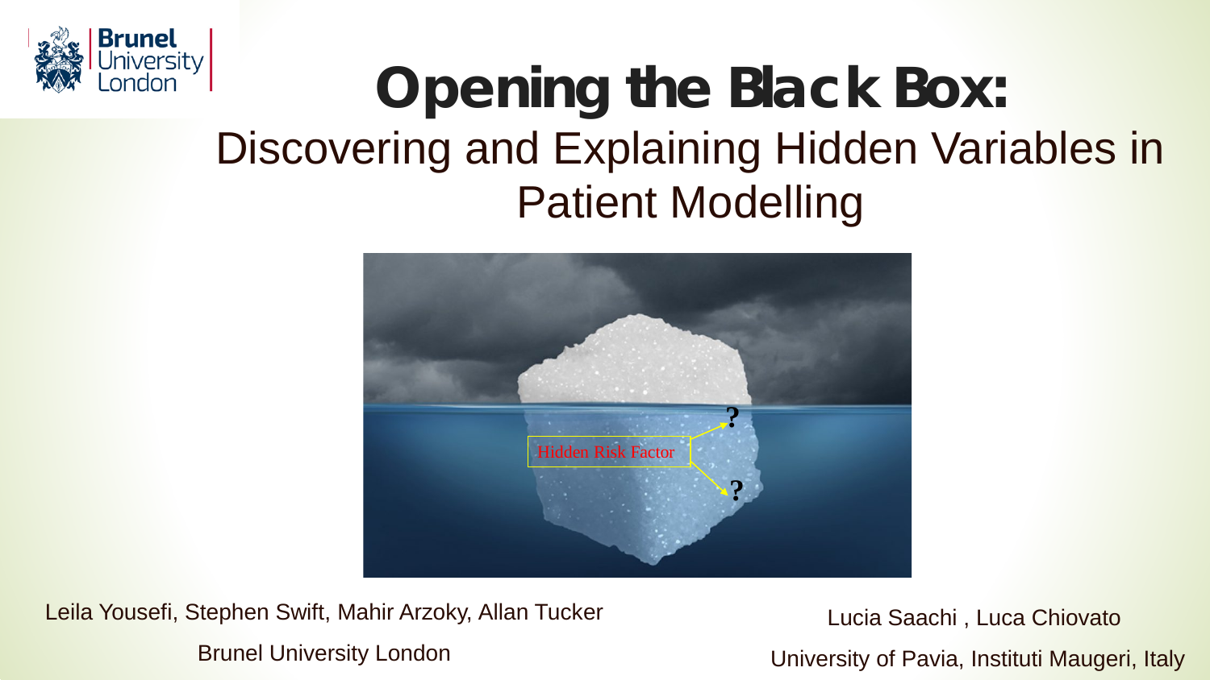# Opening the Black Box:

## Discovering and Explaining Hidden Variables in Patient Modelling

Hidden Risk Factor

Leila Yousefi, Stephen Swift, Mahir Arzoky, Allan Tucker

Brunel University London

Lucia Saachi , Luca Chiovato

University of Pavia, Instituti Maugeri, Italy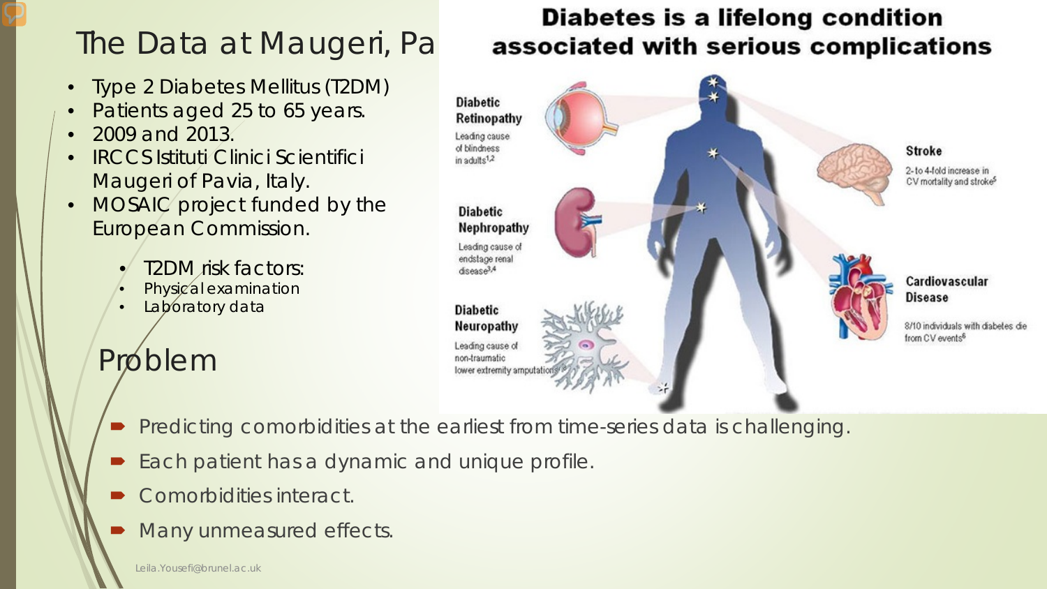# The Data at Maugeri, Pa

- Type 2 Diabetes Mellitus (T2DM)
- Patients aged 25 to 65 years.
- 2009 and 2013.
- IRCCS Istituti Clinici Scientifici Maugeri of Pavia, Italy.
- MOSAIC project funded by the European Commission.
  - T2DM risk factors:
  - Physical examination
  - Laboratory data

**Diabetes is a lifelong condition associated with serious complications**

**Diabetic Retinopathy**
Leading cause of blindness in adults[1,2]

**Diabetic Nephropathy**
Leading cause of endstage renal disease[3,4]

**Diabetic Neuropathy**
Leading cause of non-traumatic lower extremity amputations[7,8]

**Stroke**
2- to 4-fold increase in CV mortality and stroke[5]

**Cardiovascular Disease**
8/10 individuals with diabetes die from CV events[6]

# Problem

- Predicting comorbidities at the earliest from time-series data is challenging.
- Each patient has a dynamic and unique profile.
- Comorbidities interact.
- Many unmeasured effects.

Leila.Yousefi@brunel.ac.uk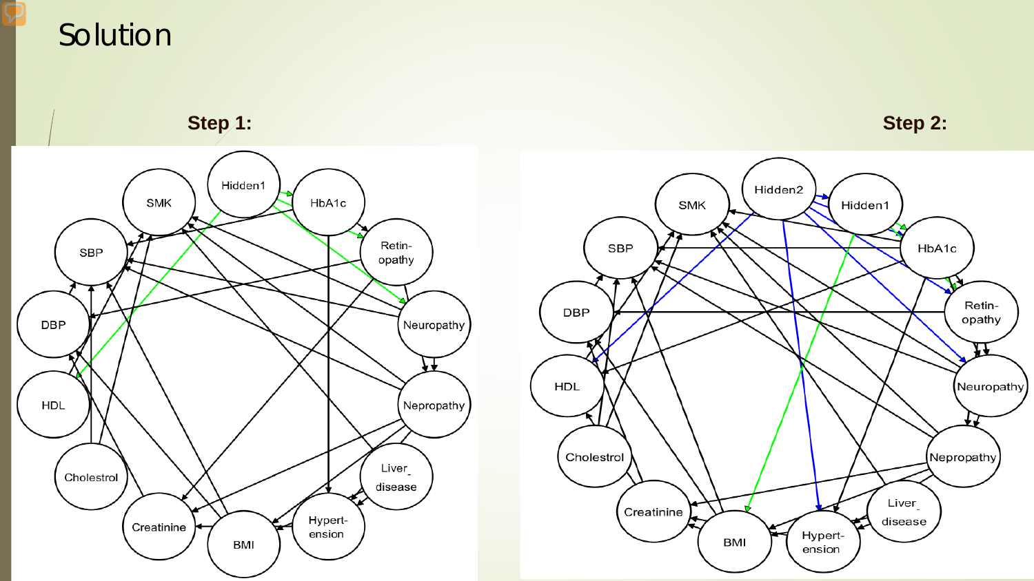# Solution

**Step 1:**

**Step 2:**

SMK Hidden1 HbA1c SBP Retin-opathy DBP Neuropathy HDL Nepropathy Cholestrol Liver_disease Creatinine BMI Hypert-ension

Hidden2 SMK Hidden1 SBP HbA1c DBP Retin-opathy HDL Neuropathy Cholestrol Nepropathy Creatinine Liver_disease BMI Hypert-ension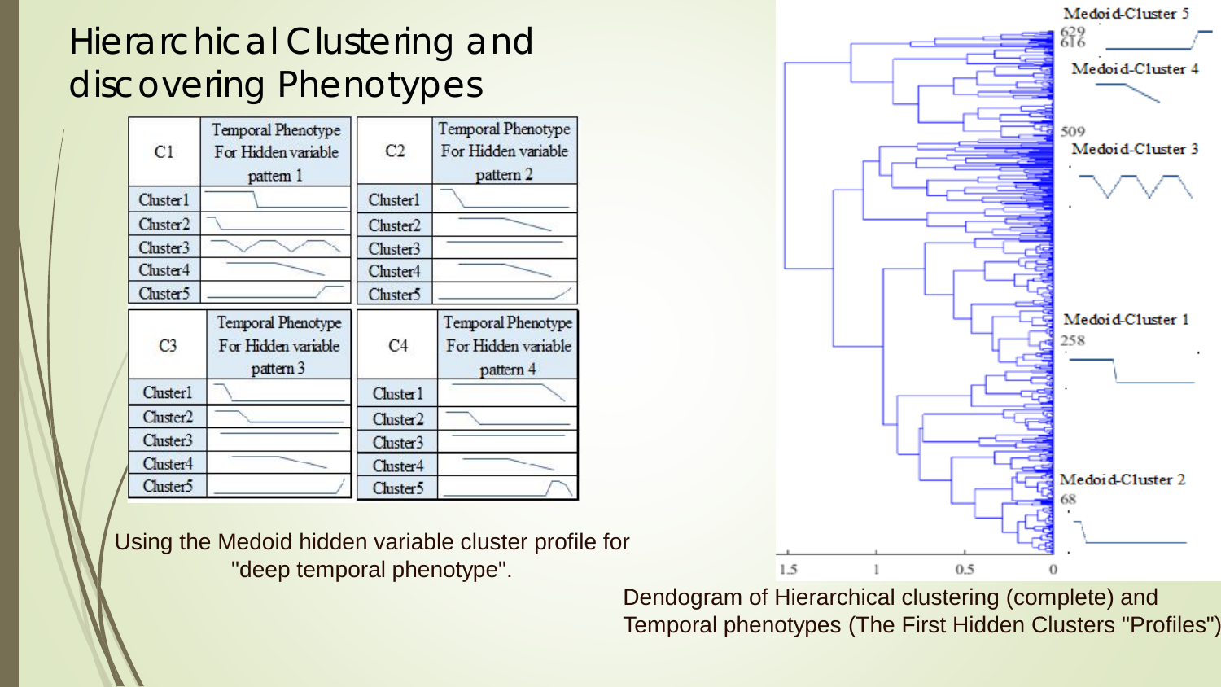# Hierarchical Clustering and discovering Phenotypes

| C1 | Temporal Phenotype For Hidden variable pattern 1 | C2 | Temporal Phenotype For Hidden variable pattern 2 |
|---|---|---|---|
| Cluster1 | | Cluster1 | |
| Cluster2 | | Cluster2 | |
| Cluster3 | | Cluster3 | |
| Cluster4 | | Cluster4 | |
| Cluster5 | | Cluster5 | |

| C3 | Temporal Phenotype For Hidden variable pattern 3 | C4 | Temporal Phenotype For Hidden variable pattern 4 |
|---|---|---|---|
| Cluster1 | | Cluster1 | |
| Cluster2 | | Cluster2 | |
| Cluster3 | | Cluster3 | |
| Cluster4 | | Cluster4 | |
| Cluster5 | | Cluster5 | |

Using the Medoid hidden variable cluster profile for "deep temporal phenotype".

Medoid-Cluster 5 629 616

Medoid-Cluster 4

509 Medoid-Cluster 3

Medoid-Cluster 1 258

Medoid-Cluster 2 68

1.5 1 0.5 0

Dendogram of Hierarchical clustering (complete) and Temporal phenotypes (The First Hidden Clusters "Profiles")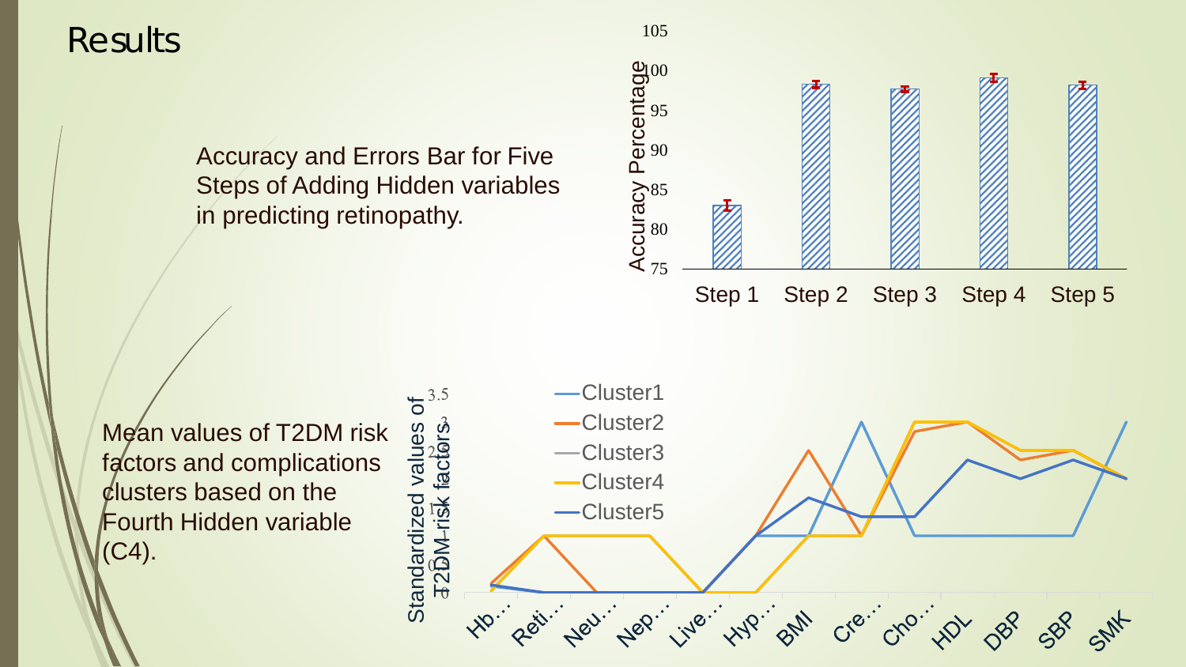# Results

Accuracy and Errors Bar for Five Steps of Adding Hidden variables in predicting retinopathy.

Mean values of T2DM risk factors and complications clusters based on the Fourth Hidden variable (C4).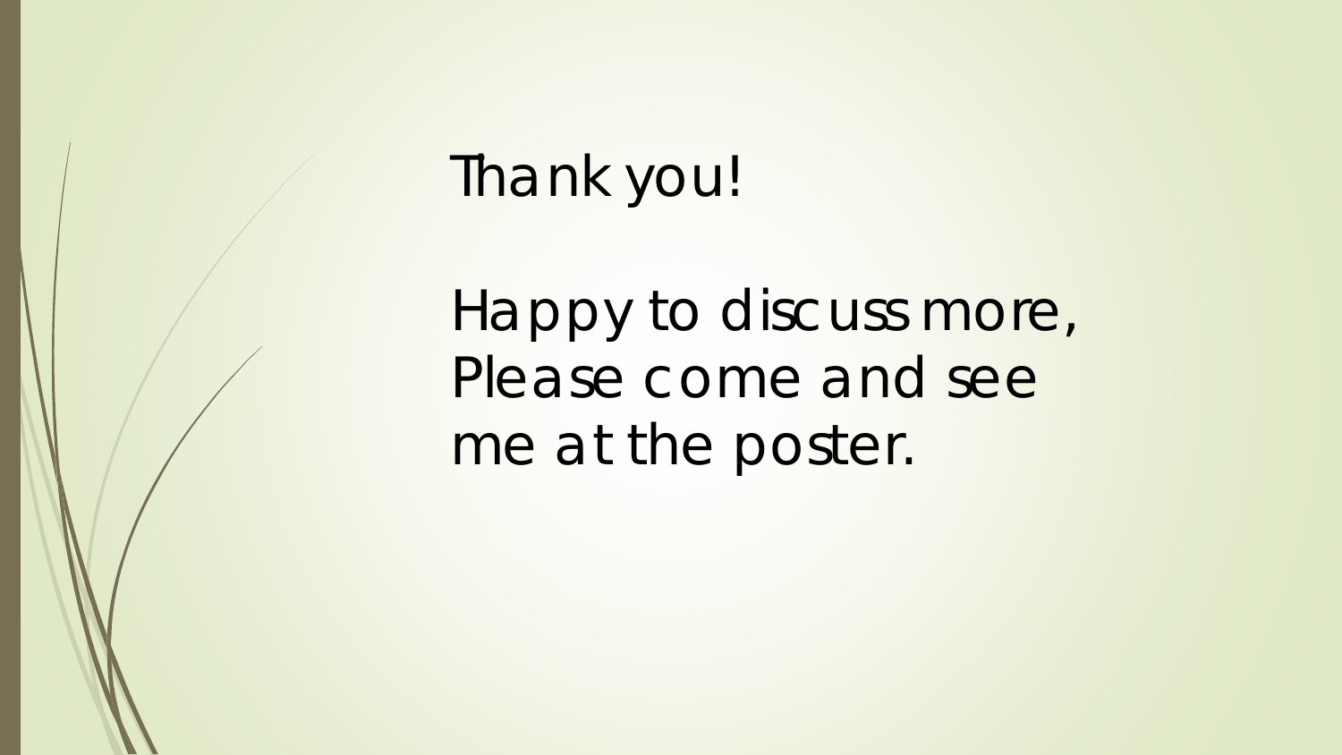Thank you!

Happy to discuss more,
Please come and see
me at the poster.